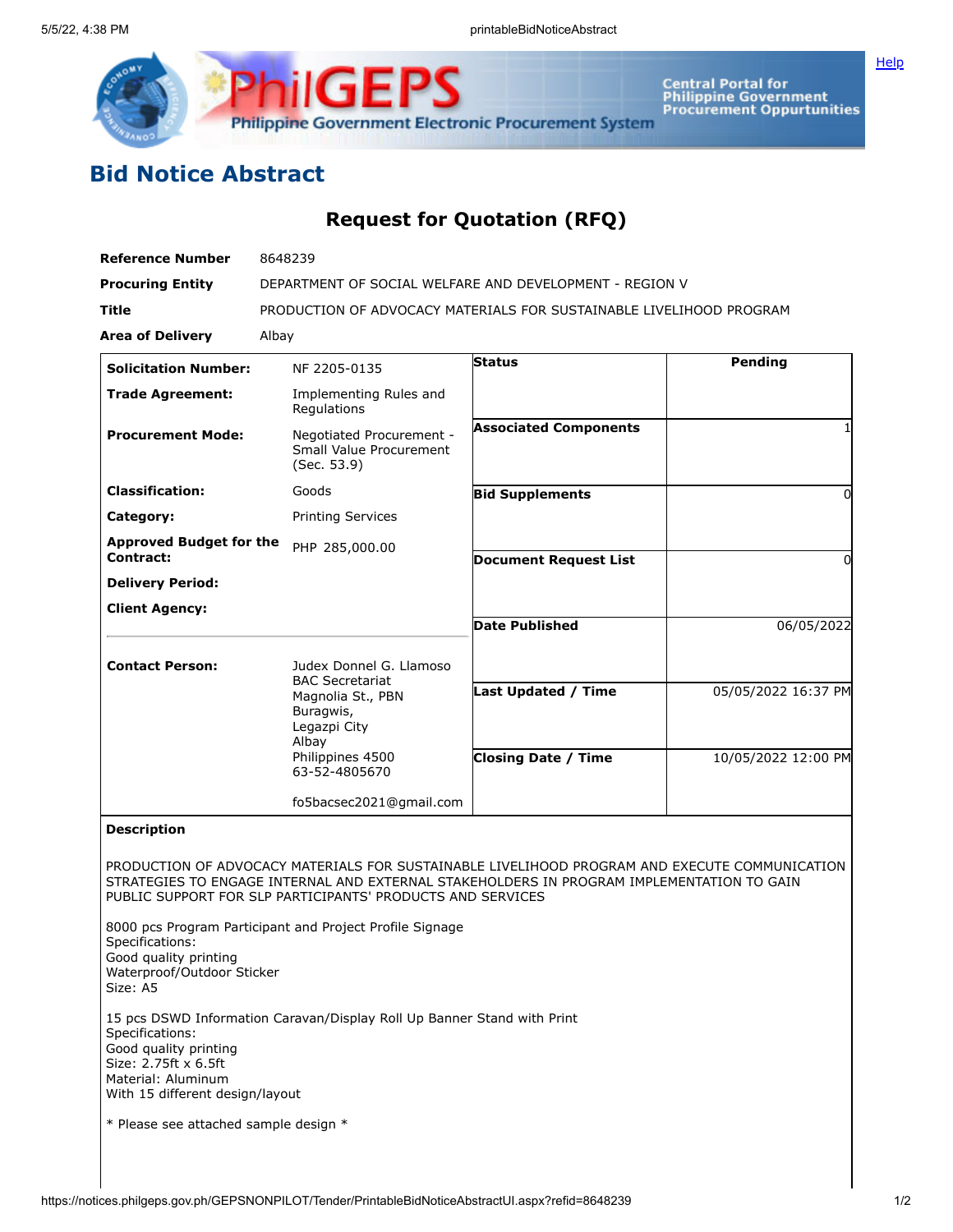## Bid Notice Abstract

### Request for Quotation (RFQ)

| | |
|---|---|
| **Reference Number** | 8648239 |
| **Procuring Entity** | DEPARTMENT OF SOCIAL WELFARE AND DEVELOPMENT - REGION V |
| **Title** | PRODUCTION OF ADVOCACY MATERIALS FOR SUSTAINABLE LIVELIHOOD PROGRAM |
| **Area of Delivery** | Albay |

| | | | |
|---|---|---|---|
| **Solicitation Number:** | NF 2205-0135 | **Status** | Pending |
| **Trade Agreement:** | Implementing Rules and Regulations | | |
| **Procurement Mode:** | Negotiated Procurement - Small Value Procurement (Sec. 53.9) | **Associated Components** | 1 |
| **Classification:** | Goods | **Bid Supplements** | 0 |
| **Category:** | Printing Services | | |
| **Approved Budget for the Contract:** | PHP 285,000.00 | **Document Request List** | 0 |
| **Delivery Period:** | | | |
| **Client Agency:** | | **Date Published** | 06/05/2022 |
| **Contact Person:** | Judex Donnel G. Llamoso<br>BAC Secretariat<br>Magnolia St., PBN<br>Buragwis,<br>Legazpi City<br>Albay<br>Philippines 4500<br>63-52-4805670<br><br>fo5bacsec2021@gmail.com | **Last Updated / Time** | 05/05/2022 16:37 PM |
| | | **Closing Date / Time** | 10/05/2022 12:00 PM |

**Description**

PRODUCTION OF ADVOCACY MATERIALS FOR SUSTAINABLE LIVELIHOOD PROGRAM AND EXECUTE COMMUNICATION STRATEGIES TO ENGAGE INTERNAL AND EXTERNAL STAKEHOLDERS IN PROGRAM IMPLEMENTATION TO GAIN PUBLIC SUPPORT FOR SLP PARTICIPANTS' PRODUCTS AND SERVICES

8000 pcs Program Participant and Project Profile Signage
Specifications:
Good quality printing
Waterproof/Outdoor Sticker
Size: A5

15 pcs DSWD Information Caravan/Display Roll Up Banner Stand with Print
Specifications:
Good quality printing
Size: 2.75ft x 6.5ft
Material: Aluminum
With 15 different design/layout

* Please see attached sample design *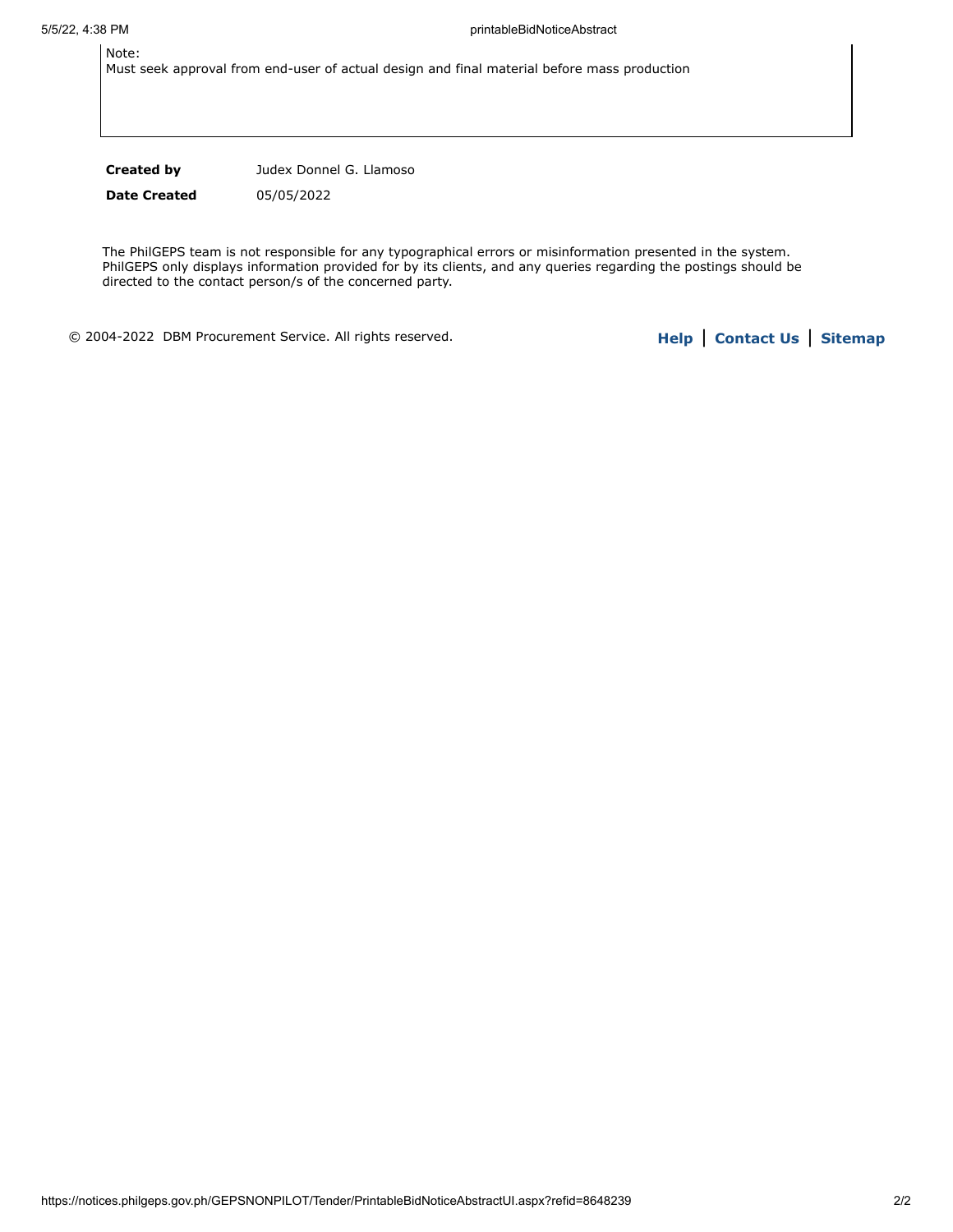Note:
Must seek approval from end-user of actual design and final material before mass production

| | |
|---|---|
| **Created by** | Judex Donnel G. Llamoso |
| **Date Created** | 05/05/2022 |

The PhilGEPS team is not responsible for any typographical errors or misinformation presented in the system. PhilGEPS only displays information provided for by its clients, and any queries regarding the postings should be directed to the contact person/s of the concerned party.

© 2004-2022 DBM Procurement Service. All rights reserved.

**Help** | **Contact Us** | **Sitemap**